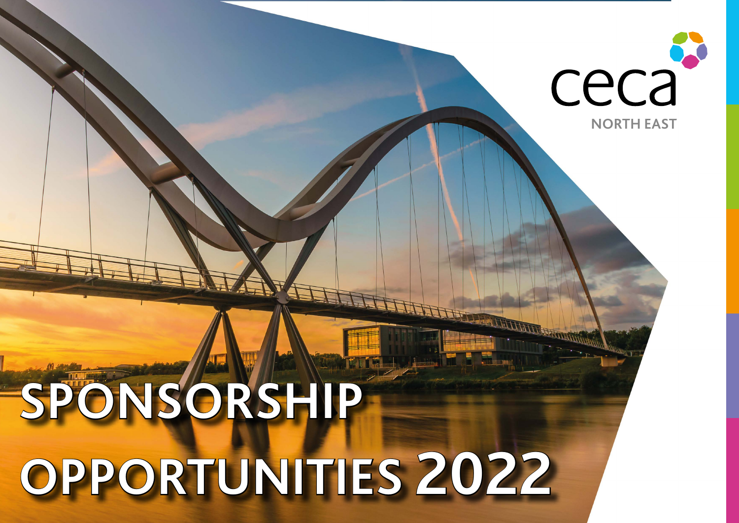ceca

NORTH EAST

# SPONSORSHIP OPPORTUNITIES 2022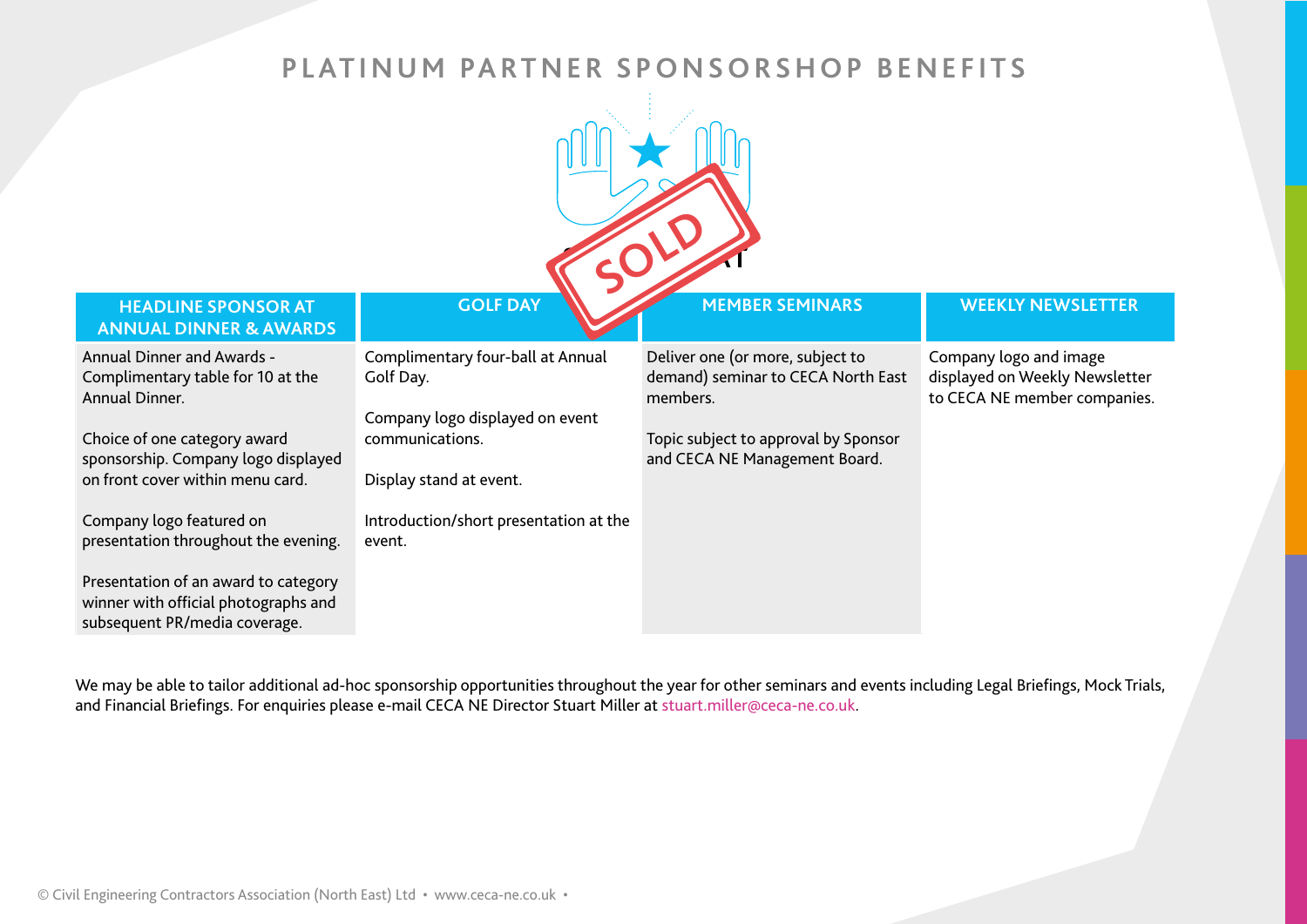# PLATINUM PARTNER SPONSORSHOP BENEFITS

SOLD

| HEADLINE SPONSOR AT ANNUAL DINNER & AWARDS | GOLF DAY | MEMBER SEMINARS | WEEKLY NEWSLETTER |
|---|---|---|---|
| Annual Dinner and Awards - Complimentary table for 10 at the Annual Dinner.<br><br>Choice of one category award sponsorship. Company logo displayed on front cover within menu card.<br><br>Company logo featured on presentation throughout the evening.<br><br>Presentation of an award to category winner with official photographs and subsequent PR/media coverage. | Complimentary four-ball at Annual Golf Day.<br><br>Company logo displayed on event communications.<br><br>Display stand at event.<br><br>Introduction/short presentation at the event. | Deliver one (or more, subject to demand) seminar to CECA North East members.<br><br>Topic subject to approval by Sponsor and CECA NE Management Board. | Company logo and image displayed on Weekly Newsletter to CECA NE member companies. |

We may be able to tailor additional ad-hoc sponsorship opportunities throughout the year for other seminars and events including Legal Briefings, Mock Trials, and Financial Briefings. For enquiries please e-mail CECA NE Director Stuart Miller at stuart.miller@ceca-ne.co.uk.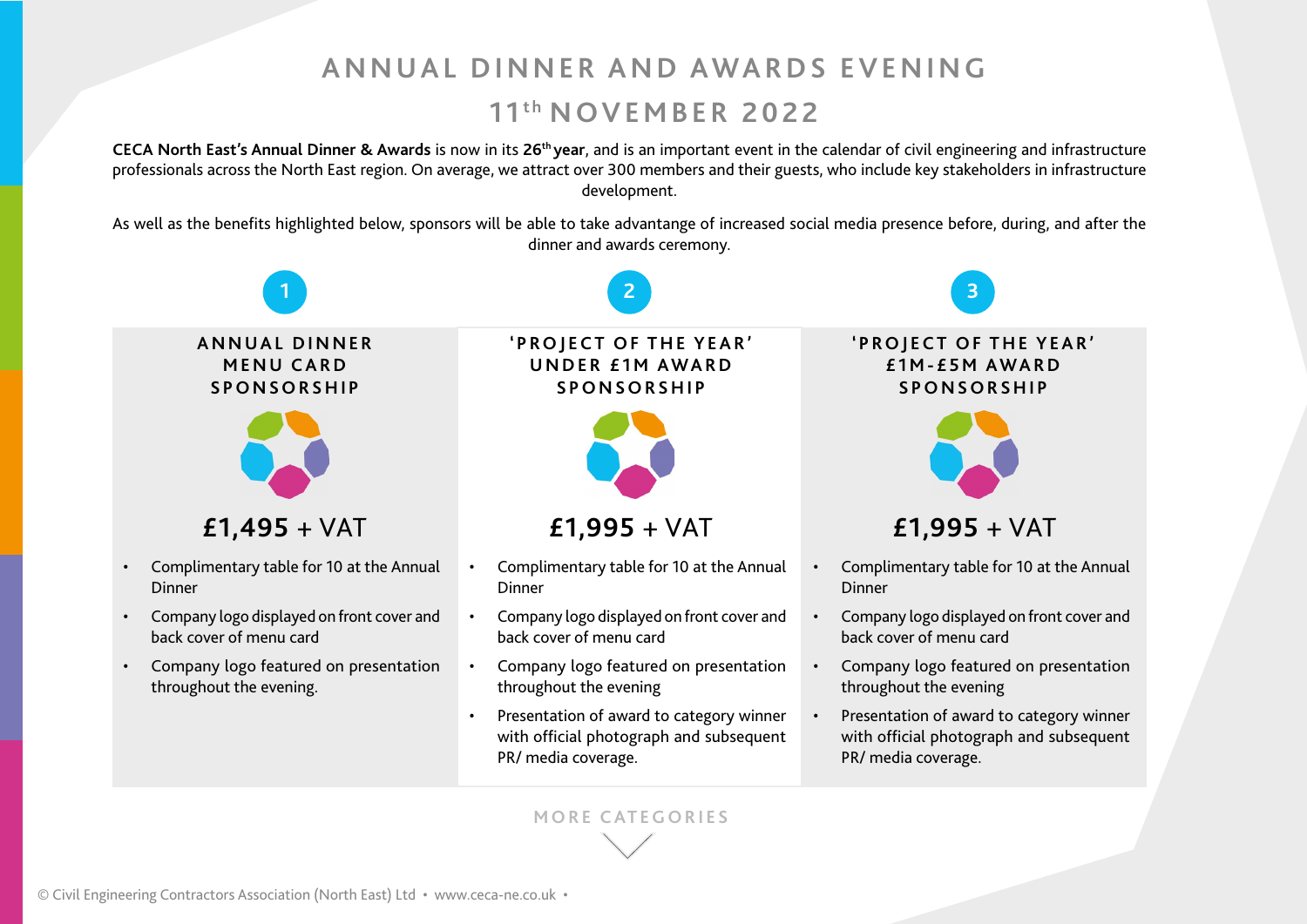# ANNUAL DINNER AND AWARDS EVENING

## 11th NOVEMBER 2022

**CECA North East's Annual Dinner & Awards** is now in its **26th year**, and is an important event in the calendar of civil engineering and infrastructure professionals across the North East region. On average, we attract over 300 members and their guests, who include key stakeholders in infrastructure development.

As well as the benefits highlighted below, sponsors will be able to take advantage of increased social media presence before, during, and after the dinner and awards ceremony.

### 1 — ANNUAL DINNER MENU CARD SPONSORSHIP

**£1,495** + VAT

- Complimentary table for 10 at the Annual Dinner
- Company logo displayed on front cover and back cover of menu card
- Company logo featured on presentation throughout the evening.

### 2 — 'PROJECT OF THE YEAR' UNDER £1M AWARD SPONSORSHIP

**£1,995** + VAT

- Complimentary table for 10 at the Annual Dinner
- Company logo displayed on front cover and back cover of menu card
- Company logo featured on presentation throughout the evening
- Presentation of award to category winner with official photograph and subsequent PR/ media coverage.

### 3 — 'PROJECT OF THE YEAR' £1M-£5M AWARD SPONSORSHIP

**£1,995** + VAT

- Complimentary table for 10 at the Annual Dinner
- Company logo displayed on front cover and back cover of menu card
- Company logo featured on presentation throughout the evening
- Presentation of award to category winner with official photograph and subsequent PR/ media coverage.

MORE CATEGORIES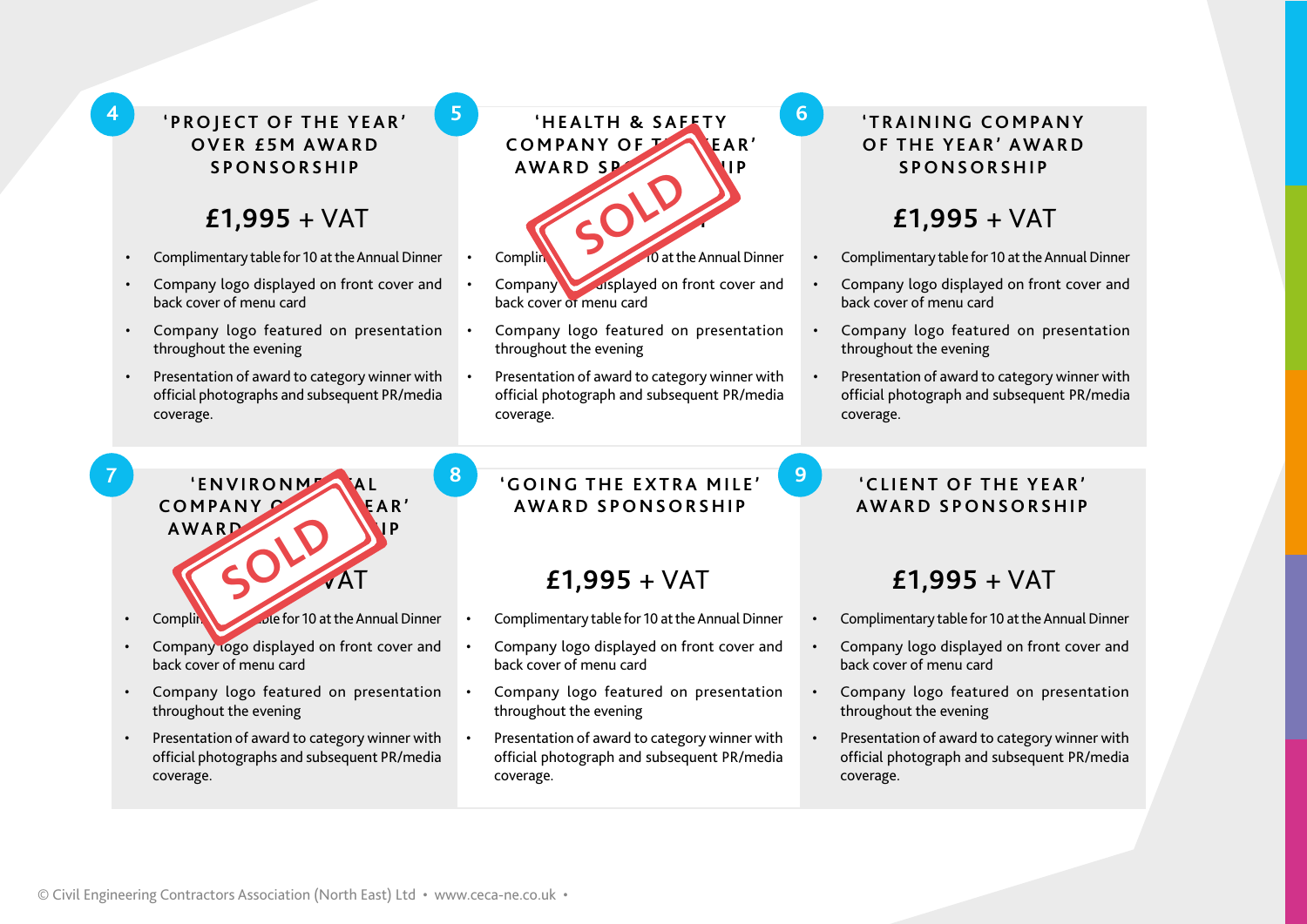## 4 'PROJECT OF THE YEAR' OVER £5M AWARD SPONSORSHIP

**£1,995** + VAT

- Complimentary table for 10 at the Annual Dinner
- Company logo displayed on front cover and back cover of menu card
- Company logo featured on presentation throughout the evening
- Presentation of award to category winner with official photographs and subsequent PR/media coverage.

## 5 'HEALTH & SAFETY COMPANY OF THE YEAR' AWARD SPONSORSHIP

SOLD

- Complimentary table for 10 at the Annual Dinner
- Company logo displayed on front cover and back cover of menu card
- Company logo featured on presentation throughout the evening
- Presentation of award to category winner with official photograph and subsequent PR/media coverage.

## 6 'TRAINING COMPANY OF THE YEAR' AWARD SPONSORSHIP

**£1,995** + VAT

- Complimentary table for 10 at the Annual Dinner
- Company logo displayed on front cover and back cover of menu card
- Company logo featured on presentation throughout the evening
- Presentation of award to category winner with official photograph and subsequent PR/media coverage.

## 7 'ENVIRONMENTAL COMPANY OF THE YEAR' AWARD SPONSORSHIP

SOLD

- Complimentary table for 10 at the Annual Dinner
- Company logo displayed on front cover and back cover of menu card
- Company logo featured on presentation throughout the evening
- Presentation of award to category winner with official photographs and subsequent PR/media coverage.

## 8 'GOING THE EXTRA MILE' AWARD SPONSORSHIP

**£1,995** + VAT

- Complimentary table for 10 at the Annual Dinner
- Company logo displayed on front cover and back cover of menu card
- Company logo featured on presentation throughout the evening
- Presentation of award to category winner with official photograph and subsequent PR/media coverage.

## 9 'CLIENT OF THE YEAR' AWARD SPONSORSHIP

**£1,995** + VAT

- Complimentary table for 10 at the Annual Dinner
- Company logo displayed on front cover and back cover of menu card
- Company logo featured on presentation throughout the evening
- Presentation of award to category winner with official photograph and subsequent PR/media coverage.

© Civil Engineering Contractors Association (North East) Ltd • www.ceca-ne.co.uk •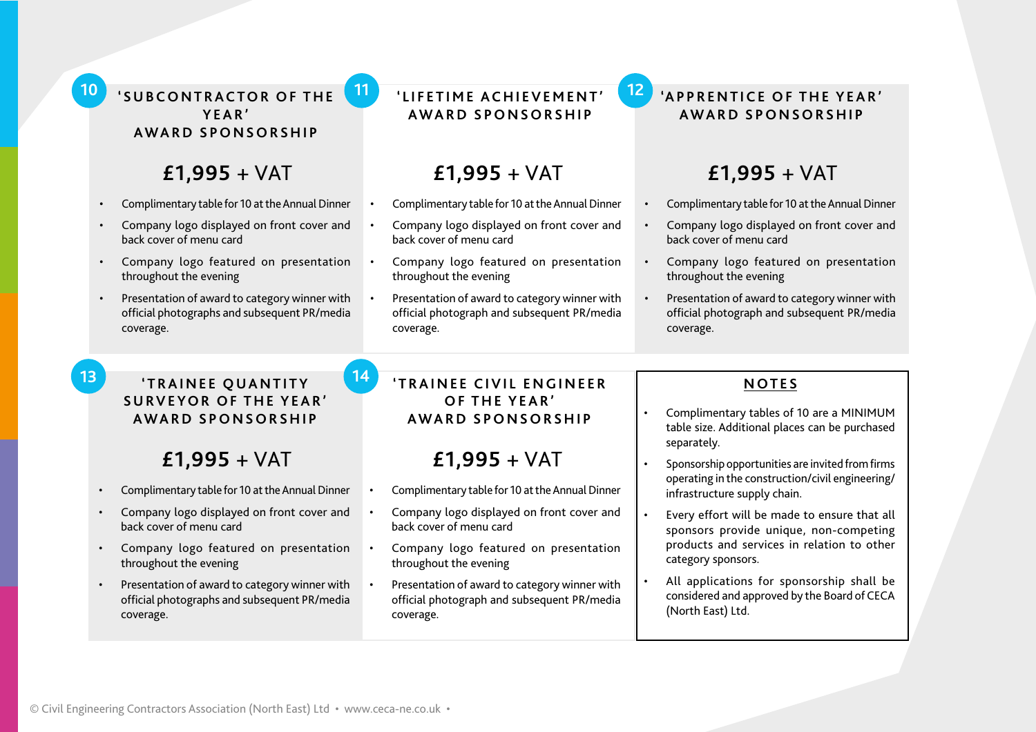## 10 'SUBCONTRACTOR OF THE YEAR' AWARD SPONSORSHIP

**£1,995** + VAT

- Complimentary table for 10 at the Annual Dinner
- Company logo displayed on front cover and back cover of menu card
- Company logo featured on presentation throughout the evening
- Presentation of award to category winner with official photographs and subsequent PR/media coverage.

## 11 'LIFETIME ACHIEVEMENT' AWARD SPONSORSHIP

**£1,995** + VAT

- Complimentary table for 10 at the Annual Dinner
- Company logo displayed on front cover and back cover of menu card
- Company logo featured on presentation throughout the evening
- Presentation of award to category winner with official photograph and subsequent PR/media coverage.

## 12 'APPRENTICE OF THE YEAR' AWARD SPONSORSHIP

**£1,995** + VAT

- Complimentary table for 10 at the Annual Dinner
- Company logo displayed on front cover and back cover of menu card
- Company logo featured on presentation throughout the evening
- Presentation of award to category winner with official photograph and subsequent PR/media coverage.

## 13 'TRAINEE QUANTITY SURVEYOR OF THE YEAR' AWARD SPONSORSHIP

**£1,995** + VAT

- Complimentary table for 10 at the Annual Dinner
- Company logo displayed on front cover and back cover of menu card
- Company logo featured on presentation throughout the evening
- Presentation of award to category winner with official photographs and subsequent PR/media coverage.

## 14 'TRAINEE CIVIL ENGINEER OF THE YEAR' AWARD SPONSORSHIP

**£1,995** + VAT

- Complimentary table for 10 at the Annual Dinner
- Company logo displayed on front cover and back cover of menu card
- Company logo featured on presentation throughout the evening
- Presentation of award to category winner with official photograph and subsequent PR/media coverage.

## NOTES

- Complimentary tables of 10 are a MINIMUM table size. Additional places can be purchased separately.
- Sponsorship opportunities are invited from firms operating in the construction/civil engineering/ infrastructure supply chain.
- Every effort will be made to ensure that all sponsors provide unique, non-competing products and services in relation to other category sponsors.
- All applications for sponsorship shall be considered and approved by the Board of CECA (North East) Ltd.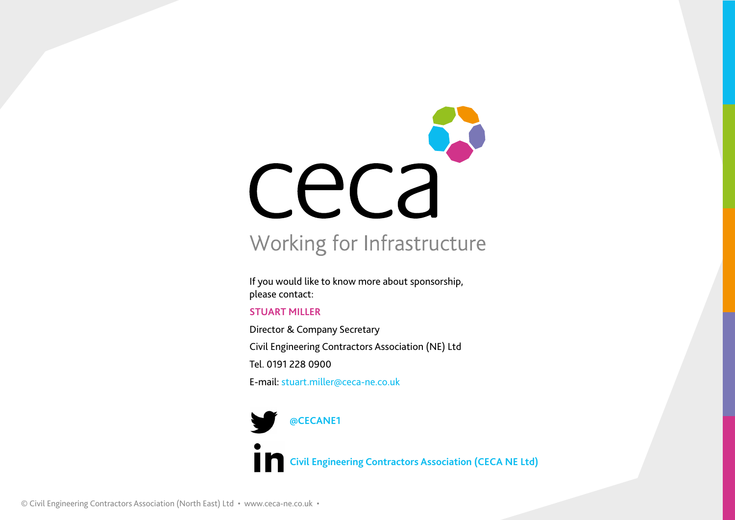ceca

Working for Infrastructure

If you would like to know more about sponsorship, please contact:

**STUART MILLER**

Director & Company Secretary

Civil Engineering Contractors Association (NE) Ltd

Tel. 0191 228 0900

E-mail: stuart.miller@ceca-ne.co.uk

@CECANE1

Civil Engineering Contractors Association (CECA NE Ltd)

© Civil Engineering Contractors Association (North East) Ltd • www.ceca-ne.co.uk •